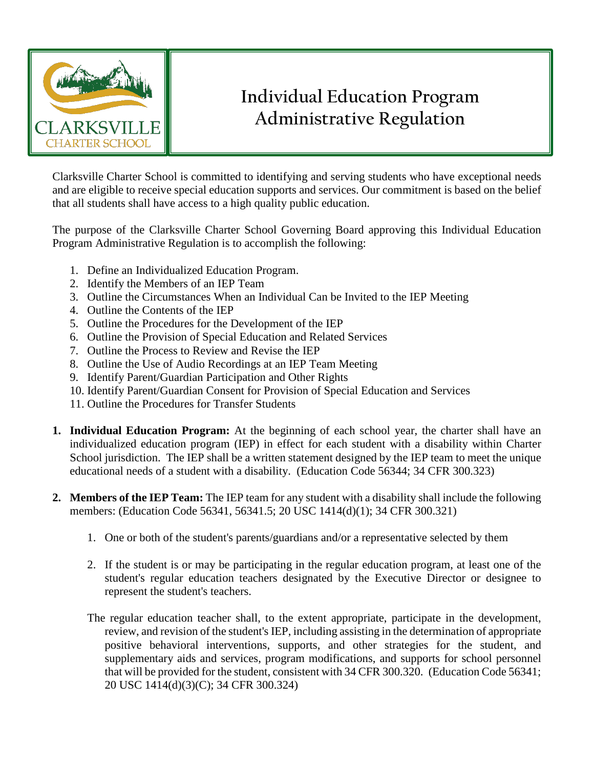# Individual Education Program Administrative Regulation

CLARKSVILLE CHARTER SCHOOL

Clarksville Charter School is committed to identifying and serving students who have exceptional needs and are eligible to receive special education supports and services. Our commitment is based on the belief that all students shall have access to a high quality public education.

The purpose of the Clarksville Charter School Governing Board approving this Individual Education Program Administrative Regulation is to accomplish the following:

1. Define an Individualized Education Program.
2. Identify the Members of an IEP Team
3. Outline the Circumstances When an Individual Can be Invited to the IEP Meeting
4. Outline the Contents of the IEP
5. Outline the Procedures for the Development of the IEP
6. Outline the Provision of Special Education and Related Services
7. Outline the Process to Review and Revise the IEP
8. Outline the Use of Audio Recordings at an IEP Team Meeting
9. Identify Parent/Guardian Participation and Other Rights
10. Identify Parent/Guardian Consent for Provision of Special Education and Services
11. Outline the Procedures for Transfer Students

1. **Individual Education Program:** At the beginning of each school year, the charter shall have an individualized education program (IEP) in effect for each student with a disability within Charter School jurisdiction. The IEP shall be a written statement designed by the IEP team to meet the unique educational needs of a student with a disability. (Education Code 56344; 34 CFR 300.323)

2. **Members of the IEP Team:** The IEP team for any student with a disability shall include the following members: (Education Code 56341, 56341.5; 20 USC 1414(d)(1); 34 CFR 300.321)

    1. One or both of the student's parents/guardians and/or a representative selected by them

    2. If the student is or may be participating in the regular education program, at least one of the student's regular education teachers designated by the Executive Director or designee to represent the student's teachers.

    The regular education teacher shall, to the extent appropriate, participate in the development, review, and revision of the student's IEP, including assisting in the determination of appropriate positive behavioral interventions, supports, and other strategies for the student, and supplementary aids and services, program modifications, and supports for school personnel that will be provided for the student, consistent with 34 CFR 300.320. (Education Code 56341; 20 USC 1414(d)(3)(C); 34 CFR 300.324)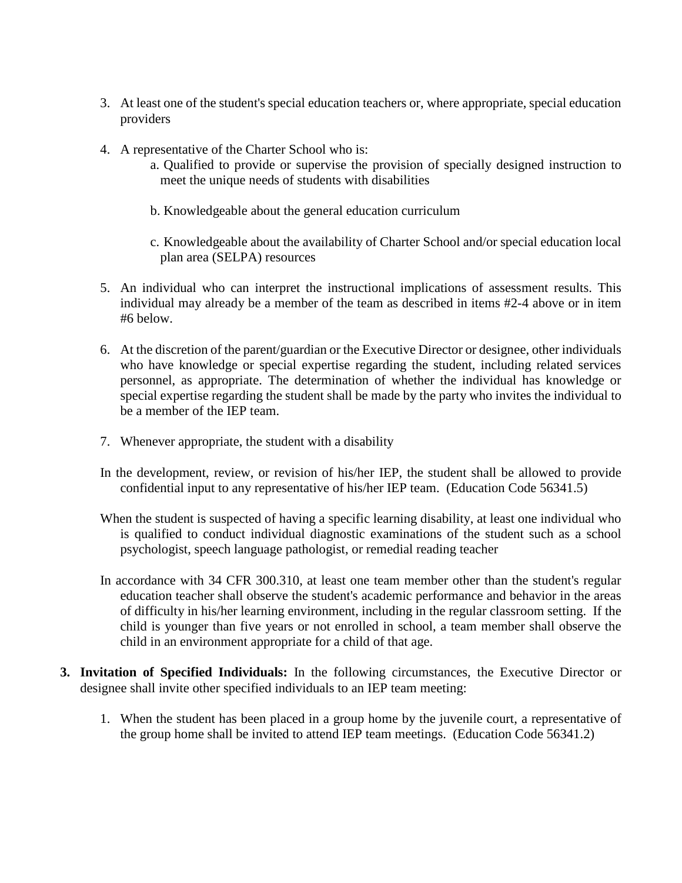3. At least one of the student's special education teachers or, where appropriate, special education providers

4. A representative of the Charter School who is:
    a. Qualified to provide or supervise the provision of specially designed instruction to meet the unique needs of students with disabilities

    b. Knowledgeable about the general education curriculum

    c. Knowledgeable about the availability of Charter School and/or special education local plan area (SELPA) resources

5. An individual who can interpret the instructional implications of assessment results. This individual may already be a member of the team as described in items #2-4 above or in item #6 below.

6. At the discretion of the parent/guardian or the Executive Director or designee, other individuals who have knowledge or special expertise regarding the student, including related services personnel, as appropriate. The determination of whether the individual has knowledge or special expertise regarding the student shall be made by the party who invites the individual to be a member of the IEP team.

7. Whenever appropriate, the student with a disability

In the development, review, or revision of his/her IEP, the student shall be allowed to provide confidential input to any representative of his/her IEP team. (Education Code 56341.5)

When the student is suspected of having a specific learning disability, at least one individual who is qualified to conduct individual diagnostic examinations of the student such as a school psychologist, speech language pathologist, or remedial reading teacher

In accordance with 34 CFR 300.310, at least one team member other than the student's regular education teacher shall observe the student's academic performance and behavior in the areas of difficulty in his/her learning environment, including in the regular classroom setting. If the child is younger than five years or not enrolled in school, a team member shall observe the child in an environment appropriate for a child of that age.

**3. Invitation of Specified Individuals:** In the following circumstances, the Executive Director or designee shall invite other specified individuals to an IEP team meeting:

1. When the student has been placed in a group home by the juvenile court, a representative of the group home shall be invited to attend IEP team meetings. (Education Code 56341.2)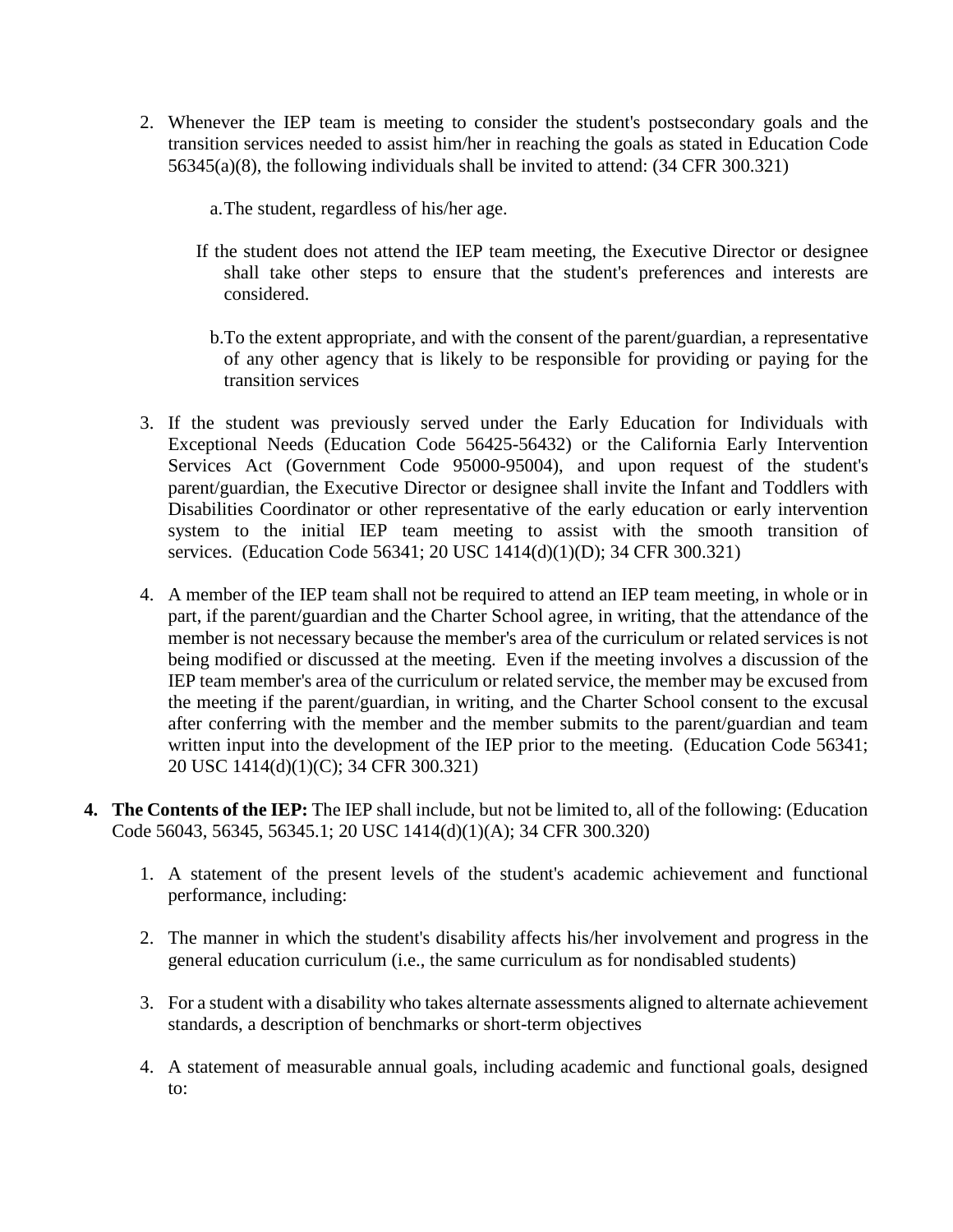2. Whenever the IEP team is meeting to consider the student's postsecondary goals and the transition services needed to assist him/her in reaching the goals as stated in Education Code 56345(a)(8), the following individuals shall be invited to attend: (34 CFR 300.321)

   a. The student, regardless of his/her age.

   If the student does not attend the IEP team meeting, the Executive Director or designee shall take other steps to ensure that the student's preferences and interests are considered.

   b. To the extent appropriate, and with the consent of the parent/guardian, a representative of any other agency that is likely to be responsible for providing or paying for the transition services

3. If the student was previously served under the Early Education for Individuals with Exceptional Needs (Education Code 56425-56432) or the California Early Intervention Services Act (Government Code 95000-95004), and upon request of the student's parent/guardian, the Executive Director or designee shall invite the Infant and Toddlers with Disabilities Coordinator or other representative of the early education or early intervention system to the initial IEP team meeting to assist with the smooth transition of services. (Education Code 56341; 20 USC 1414(d)(1)(D); 34 CFR 300.321)

4. A member of the IEP team shall not be required to attend an IEP team meeting, in whole or in part, if the parent/guardian and the Charter School agree, in writing, that the attendance of the member is not necessary because the member's area of the curriculum or related services is not being modified or discussed at the meeting. Even if the meeting involves a discussion of the IEP team member's area of the curriculum or related service, the member may be excused from the meeting if the parent/guardian, in writing, and the Charter School consent to the excusal after conferring with the member and the member submits to the parent/guardian and team written input into the development of the IEP prior to the meeting. (Education Code 56341; 20 USC 1414(d)(1)(C); 34 CFR 300.321)

4. **The Contents of the IEP:** The IEP shall include, but not be limited to, all of the following: (Education Code 56043, 56345, 56345.1; 20 USC 1414(d)(1)(A); 34 CFR 300.320)

   1. A statement of the present levels of the student's academic achievement and functional performance, including:

   2. The manner in which the student's disability affects his/her involvement and progress in the general education curriculum (i.e., the same curriculum as for nondisabled students)

   3. For a student with a disability who takes alternate assessments aligned to alternate achievement standards, a description of benchmarks or short-term objectives

   4. A statement of measurable annual goals, including academic and functional goals, designed to: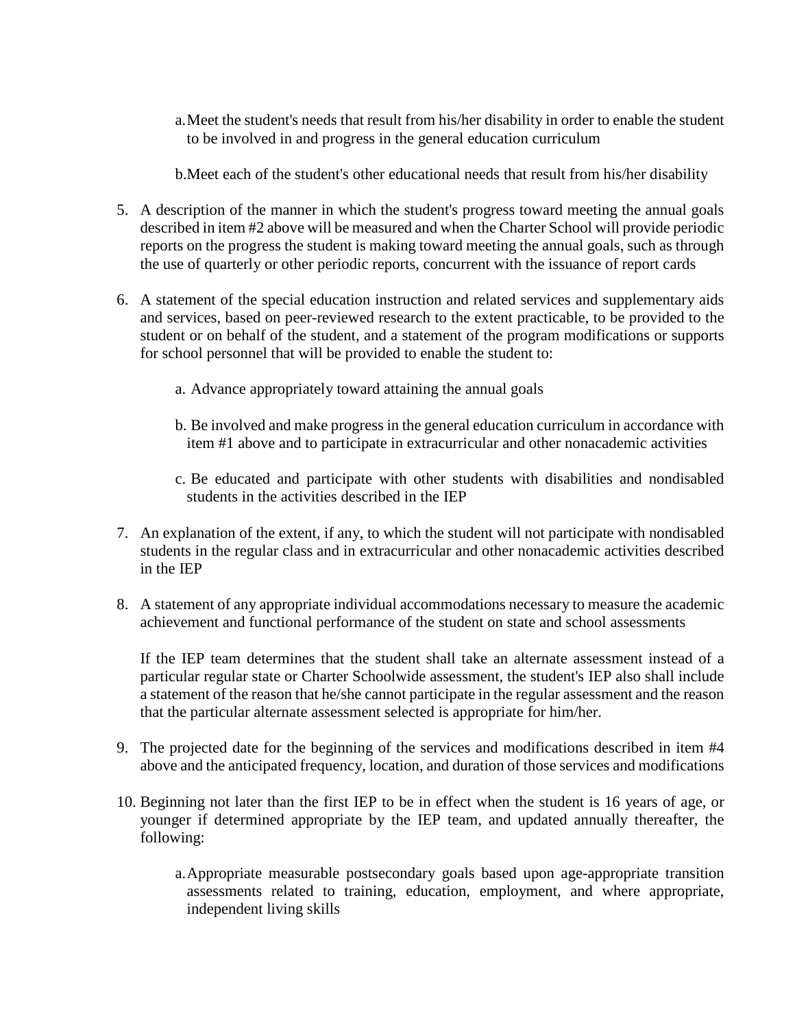a. Meet the student's needs that result from his/her disability in order to enable the student to be involved in and progress in the general education curriculum

    b. Meet each of the student's other educational needs that result from his/her disability

5. A description of the manner in which the student's progress toward meeting the annual goals described in item #2 above will be measured and when the Charter School will provide periodic reports on the progress the student is making toward meeting the annual goals, such as through the use of quarterly or other periodic reports, concurrent with the issuance of report cards

6. A statement of the special education instruction and related services and supplementary aids and services, based on peer-reviewed research to the extent practicable, to be provided to the student or on behalf of the student, and a statement of the program modifications or supports for school personnel that will be provided to enable the student to:

    a. Advance appropriately toward attaining the annual goals

    b. Be involved and make progress in the general education curriculum in accordance with item #1 above and to participate in extracurricular and other nonacademic activities

    c. Be educated and participate with other students with disabilities and nondisabled students in the activities described in the IEP

7. An explanation of the extent, if any, to which the student will not participate with nondisabled students in the regular class and in extracurricular and other nonacademic activities described in the IEP

8. A statement of any appropriate individual accommodations necessary to measure the academic achievement and functional performance of the student on state and school assessments

    If the IEP team determines that the student shall take an alternate assessment instead of a particular regular state or Charter Schoolwide assessment, the student's IEP also shall include a statement of the reason that he/she cannot participate in the regular assessment and the reason that the particular alternate assessment selected is appropriate for him/her.

9. The projected date for the beginning of the services and modifications described in item #4 above and the anticipated frequency, location, and duration of those services and modifications

10. Beginning not later than the first IEP to be in effect when the student is 16 years of age, or younger if determined appropriate by the IEP team, and updated annually thereafter, the following:

    a. Appropriate measurable postsecondary goals based upon age-appropriate transition assessments related to training, education, employment, and where appropriate, independent living skills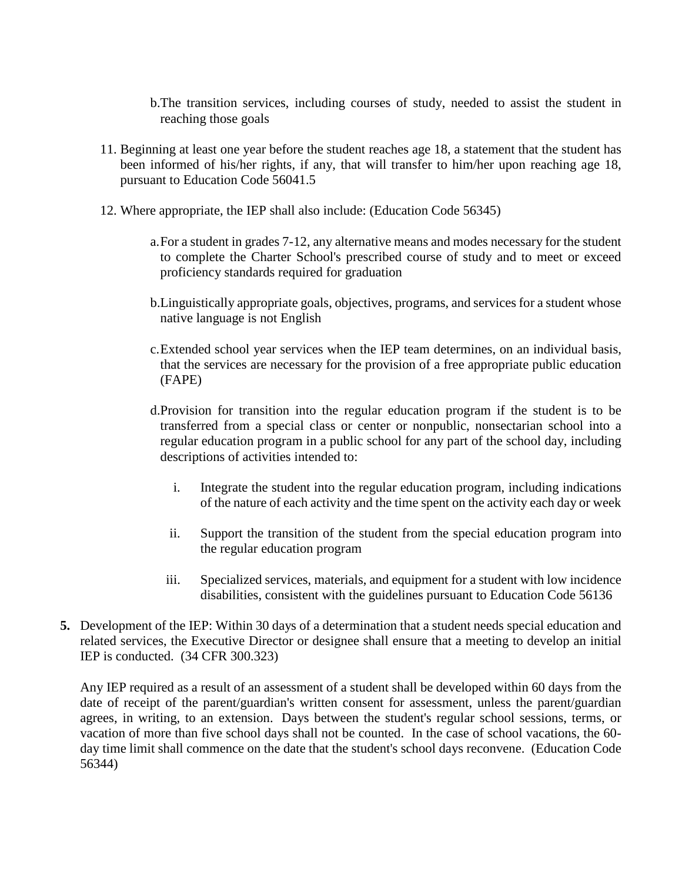b. The transition services, including courses of study, needed to assist the student in reaching those goals

11. Beginning at least one year before the student reaches age 18, a statement that the student has been informed of his/her rights, if any, that will transfer to him/her upon reaching age 18, pursuant to Education Code 56041.5

12. Where appropriate, the IEP shall also include: (Education Code 56345)

    a. For a student in grades 7-12, any alternative means and modes necessary for the student to complete the Charter School's prescribed course of study and to meet or exceed proficiency standards required for graduation

    b. Linguistically appropriate goals, objectives, programs, and services for a student whose native language is not English

    c. Extended school year services when the IEP team determines, on an individual basis, that the services are necessary for the provision of a free appropriate public education (FAPE)

    d. Provision for transition into the regular education program if the student is to be transferred from a special class or center or nonpublic, nonsectarian school into a regular education program in a public school for any part of the school day, including descriptions of activities intended to:

       i. Integrate the student into the regular education program, including indications of the nature of each activity and the time spent on the activity each day or week

       ii. Support the transition of the student from the special education program into the regular education program

       iii. Specialized services, materials, and equipment for a student with low incidence disabilities, consistent with the guidelines pursuant to Education Code 56136

**5.** Development of the IEP: Within 30 days of a determination that a student needs special education and related services, the Executive Director or designee shall ensure that a meeting to develop an initial IEP is conducted. (34 CFR 300.323)

Any IEP required as a result of an assessment of a student shall be developed within 60 days from the date of receipt of the parent/guardian's written consent for assessment, unless the parent/guardian agrees, in writing, to an extension. Days between the student's regular school sessions, terms, or vacation of more than five school days shall not be counted. In the case of school vacations, the 60-day time limit shall commence on the date that the student's school days reconvene. (Education Code 56344)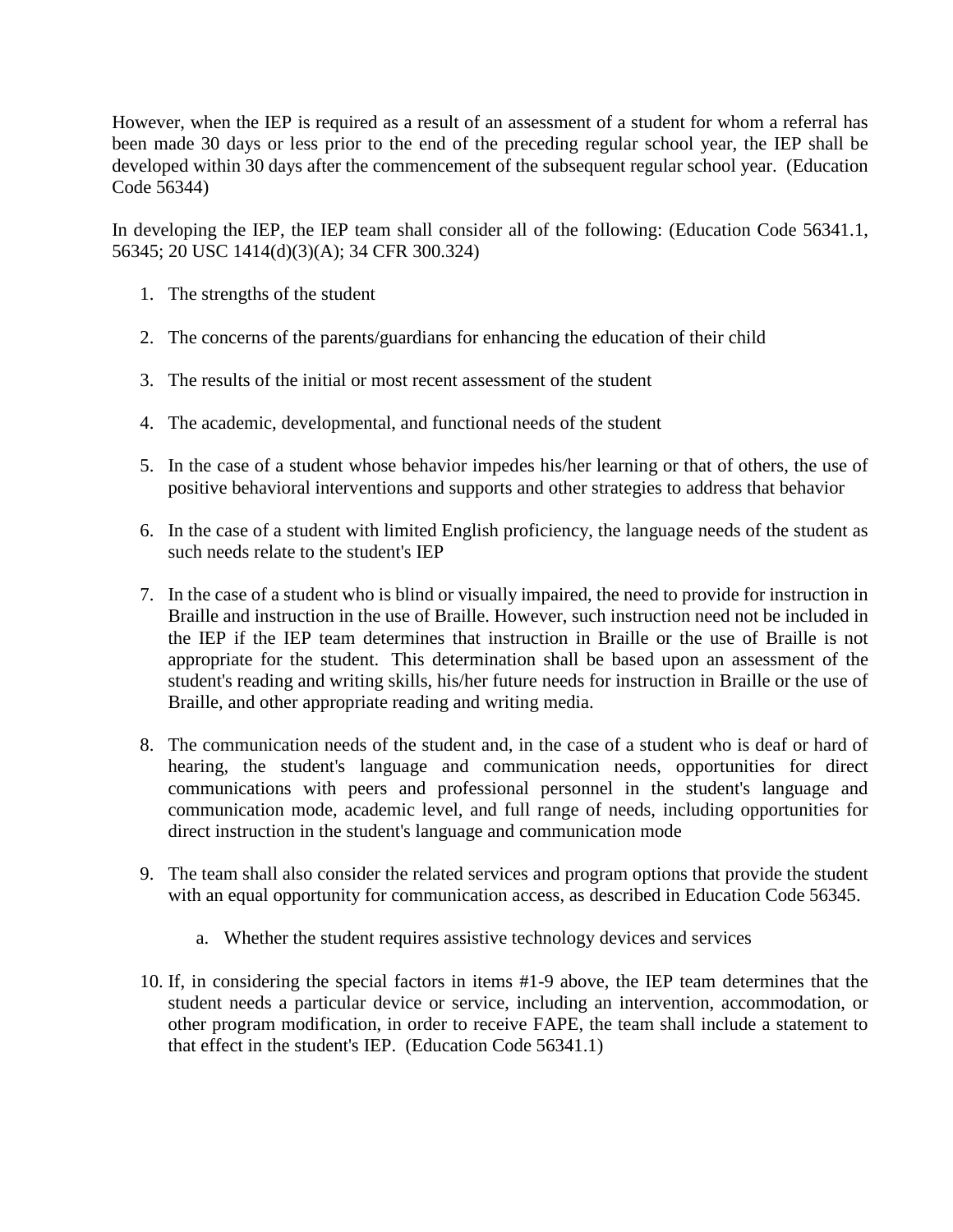However, when the IEP is required as a result of an assessment of a student for whom a referral has been made 30 days or less prior to the end of the preceding regular school year, the IEP shall be developed within 30 days after the commencement of the subsequent regular school year. (Education Code 56344)

In developing the IEP, the IEP team shall consider all of the following: (Education Code 56341.1, 56345; 20 USC 1414(d)(3)(A); 34 CFR 300.324)

1. The strengths of the student

2. The concerns of the parents/guardians for enhancing the education of their child

3. The results of the initial or most recent assessment of the student

4. The academic, developmental, and functional needs of the student

5. In the case of a student whose behavior impedes his/her learning or that of others, the use of positive behavioral interventions and supports and other strategies to address that behavior

6. In the case of a student with limited English proficiency, the language needs of the student as such needs relate to the student's IEP

7. In the case of a student who is blind or visually impaired, the need to provide for instruction in Braille and instruction in the use of Braille. However, such instruction need not be included in the IEP if the IEP team determines that instruction in Braille or the use of Braille is not appropriate for the student. This determination shall be based upon an assessment of the student's reading and writing skills, his/her future needs for instruction in Braille or the use of Braille, and other appropriate reading and writing media.

8. The communication needs of the student and, in the case of a student who is deaf or hard of hearing, the student's language and communication needs, opportunities for direct communications with peers and professional personnel in the student's language and communication mode, academic level, and full range of needs, including opportunities for direct instruction in the student's language and communication mode

9. The team shall also consider the related services and program options that provide the student with an equal opportunity for communication access, as described in Education Code 56345.

   a. Whether the student requires assistive technology devices and services

10. If, in considering the special factors in items #1-9 above, the IEP team determines that the student needs a particular device or service, including an intervention, accommodation, or other program modification, in order to receive FAPE, the team shall include a statement to that effect in the student's IEP. (Education Code 56341.1)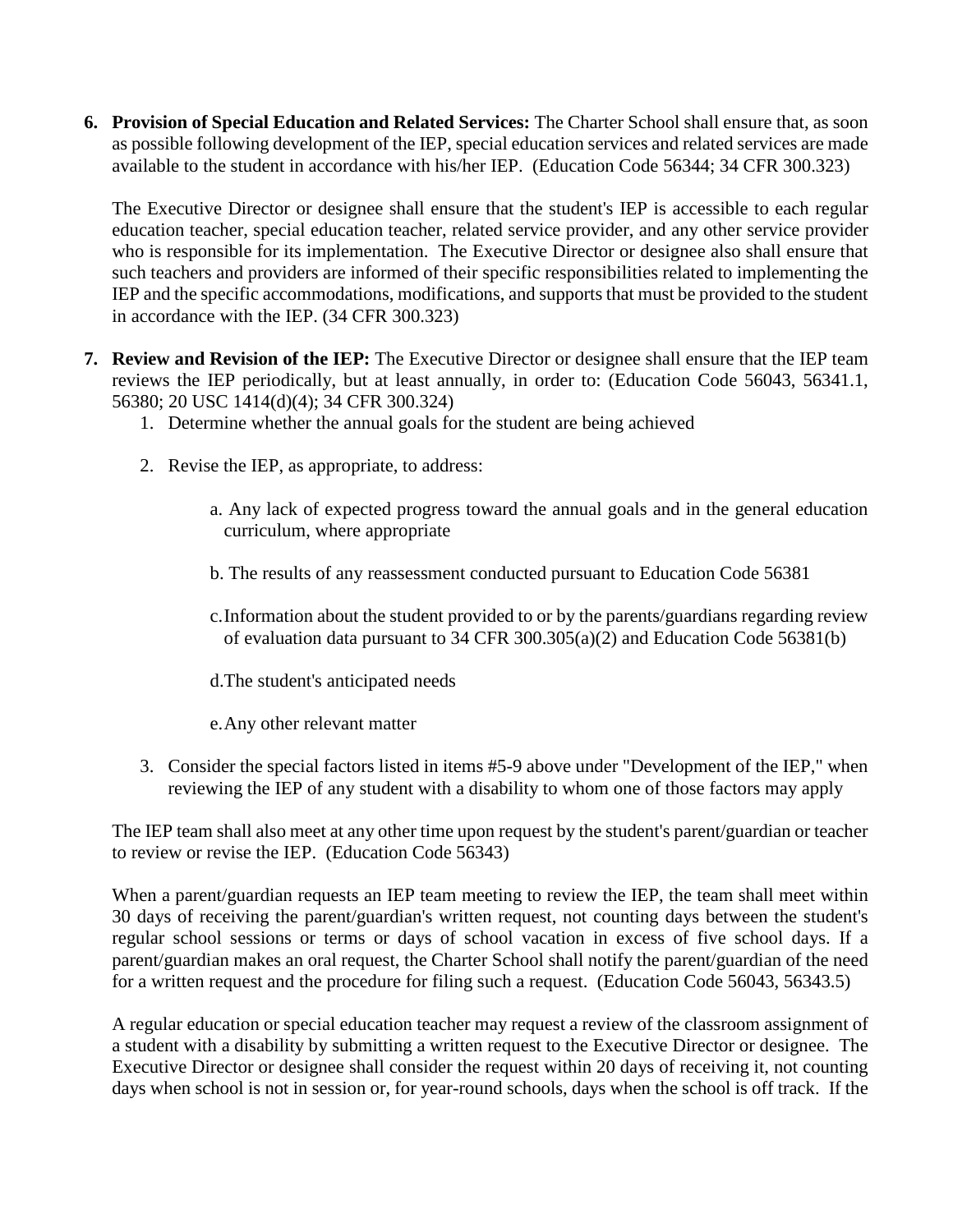6. **Provision of Special Education and Related Services:** The Charter School shall ensure that, as soon as possible following development of the IEP, special education services and related services are made available to the student in accordance with his/her IEP. (Education Code 56344; 34 CFR 300.323)

   The Executive Director or designee shall ensure that the student's IEP is accessible to each regular education teacher, special education teacher, related service provider, and any other service provider who is responsible for its implementation. The Executive Director or designee also shall ensure that such teachers and providers are informed of their specific responsibilities related to implementing the IEP and the specific accommodations, modifications, and supports that must be provided to the student in accordance with the IEP. (34 CFR 300.323)

7. **Review and Revision of the IEP:** The Executive Director or designee shall ensure that the IEP team reviews the IEP periodically, but at least annually, in order to: (Education Code 56043, 56341.1, 56380; 20 USC 1414(d)(4); 34 CFR 300.324)
   1. Determine whether the annual goals for the student are being achieved
   2. Revise the IEP, as appropriate, to address:
      a. Any lack of expected progress toward the annual goals and in the general education curriculum, where appropriate

      b. The results of any reassessment conducted pursuant to Education Code 56381

      c. Information about the student provided to or by the parents/guardians regarding review of evaluation data pursuant to 34 CFR 300.305(a)(2) and Education Code 56381(b)

      d. The student's anticipated needs

      e. Any other relevant matter
   3. Consider the special factors listed in items #5-9 above under "Development of the IEP," when reviewing the IEP of any student with a disability to whom one of those factors may apply

   The IEP team shall also meet at any other time upon request by the student's parent/guardian or teacher to review or revise the IEP. (Education Code 56343)

   When a parent/guardian requests an IEP team meeting to review the IEP, the team shall meet within 30 days of receiving the parent/guardian's written request, not counting days between the student's regular school sessions or terms or days of school vacation in excess of five school days. If a parent/guardian makes an oral request, the Charter School shall notify the parent/guardian of the need for a written request and the procedure for filing such a request. (Education Code 56043, 56343.5)

   A regular education or special education teacher may request a review of the classroom assignment of a student with a disability by submitting a written request to the Executive Director or designee. The Executive Director or designee shall consider the request within 20 days of receiving it, not counting days when school is not in session or, for year-round schools, days when the school is off track. If the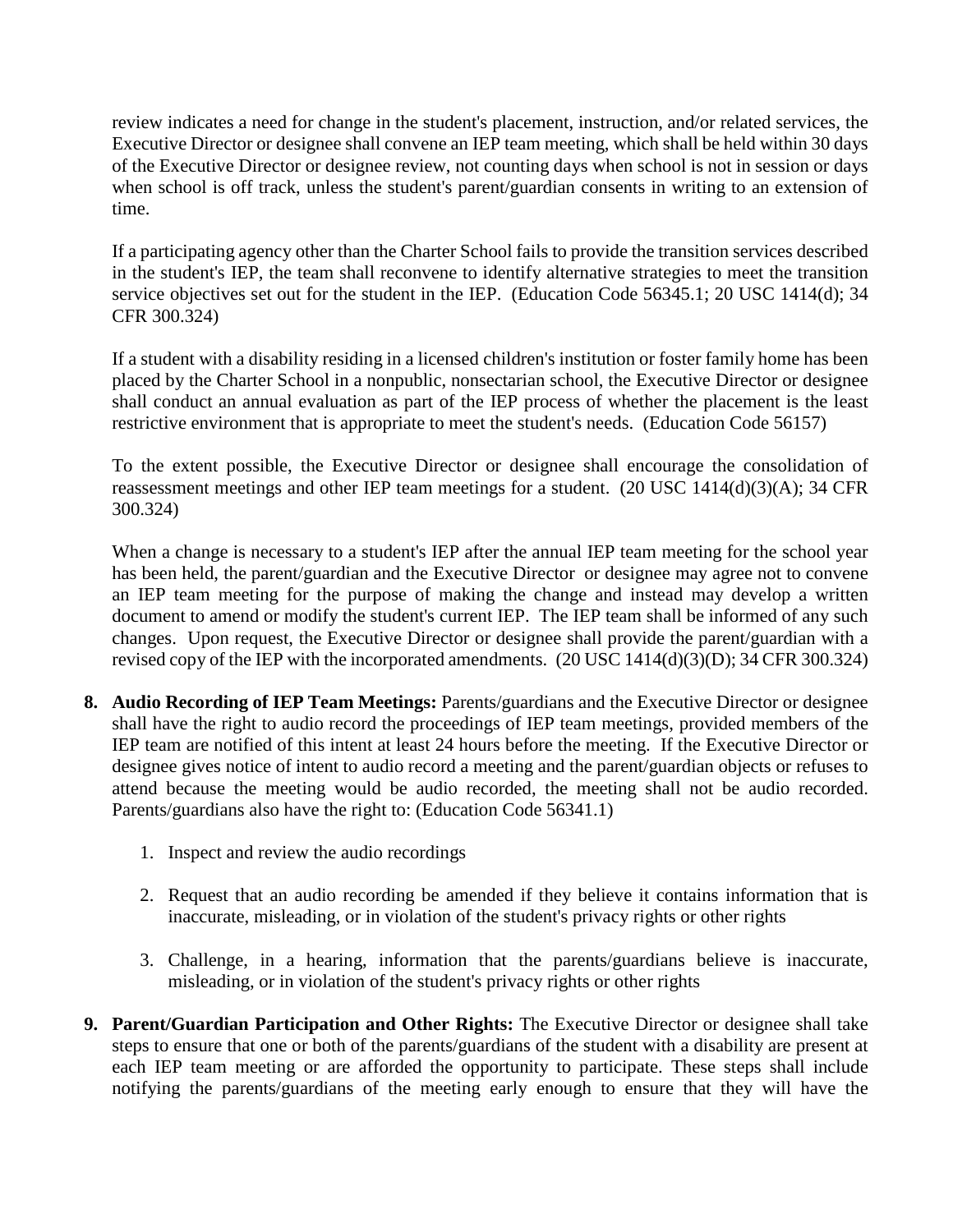review indicates a need for change in the student's placement, instruction, and/or related services, the Executive Director or designee shall convene an IEP team meeting, which shall be held within 30 days of the Executive Director or designee review, not counting days when school is not in session or days when school is off track, unless the student's parent/guardian consents in writing to an extension of time.

If a participating agency other than the Charter School fails to provide the transition services described in the student's IEP, the team shall reconvene to identify alternative strategies to meet the transition service objectives set out for the student in the IEP. (Education Code 56345.1; 20 USC 1414(d); 34 CFR 300.324)

If a student with a disability residing in a licensed children's institution or foster family home has been placed by the Charter School in a nonpublic, nonsectarian school, the Executive Director or designee shall conduct an annual evaluation as part of the IEP process of whether the placement is the least restrictive environment that is appropriate to meet the student's needs. (Education Code 56157)

To the extent possible, the Executive Director or designee shall encourage the consolidation of reassessment meetings and other IEP team meetings for a student. (20 USC 1414(d)(3)(A); 34 CFR 300.324)

When a change is necessary to a student's IEP after the annual IEP team meeting for the school year has been held, the parent/guardian and the Executive Director or designee may agree not to convene an IEP team meeting for the purpose of making the change and instead may develop a written document to amend or modify the student's current IEP. The IEP team shall be informed of any such changes. Upon request, the Executive Director or designee shall provide the parent/guardian with a revised copy of the IEP with the incorporated amendments. (20 USC 1414(d)(3)(D); 34 CFR 300.324)

8. **Audio Recording of IEP Team Meetings:** Parents/guardians and the Executive Director or designee shall have the right to audio record the proceedings of IEP team meetings, provided members of the IEP team are notified of this intent at least 24 hours before the meeting. If the Executive Director or designee gives notice of intent to audio record a meeting and the parent/guardian objects or refuses to attend because the meeting would be audio recorded, the meeting shall not be audio recorded. Parents/guardians also have the right to: (Education Code 56341.1)

    1. Inspect and review the audio recordings

    2. Request that an audio recording be amended if they believe it contains information that is inaccurate, misleading, or in violation of the student's privacy rights or other rights

    3. Challenge, in a hearing, information that the parents/guardians believe is inaccurate, misleading, or in violation of the student's privacy rights or other rights

9. **Parent/Guardian Participation and Other Rights:** The Executive Director or designee shall take steps to ensure that one or both of the parents/guardians of the student with a disability are present at each IEP team meeting or are afforded the opportunity to participate. These steps shall include notifying the parents/guardians of the meeting early enough to ensure that they will have the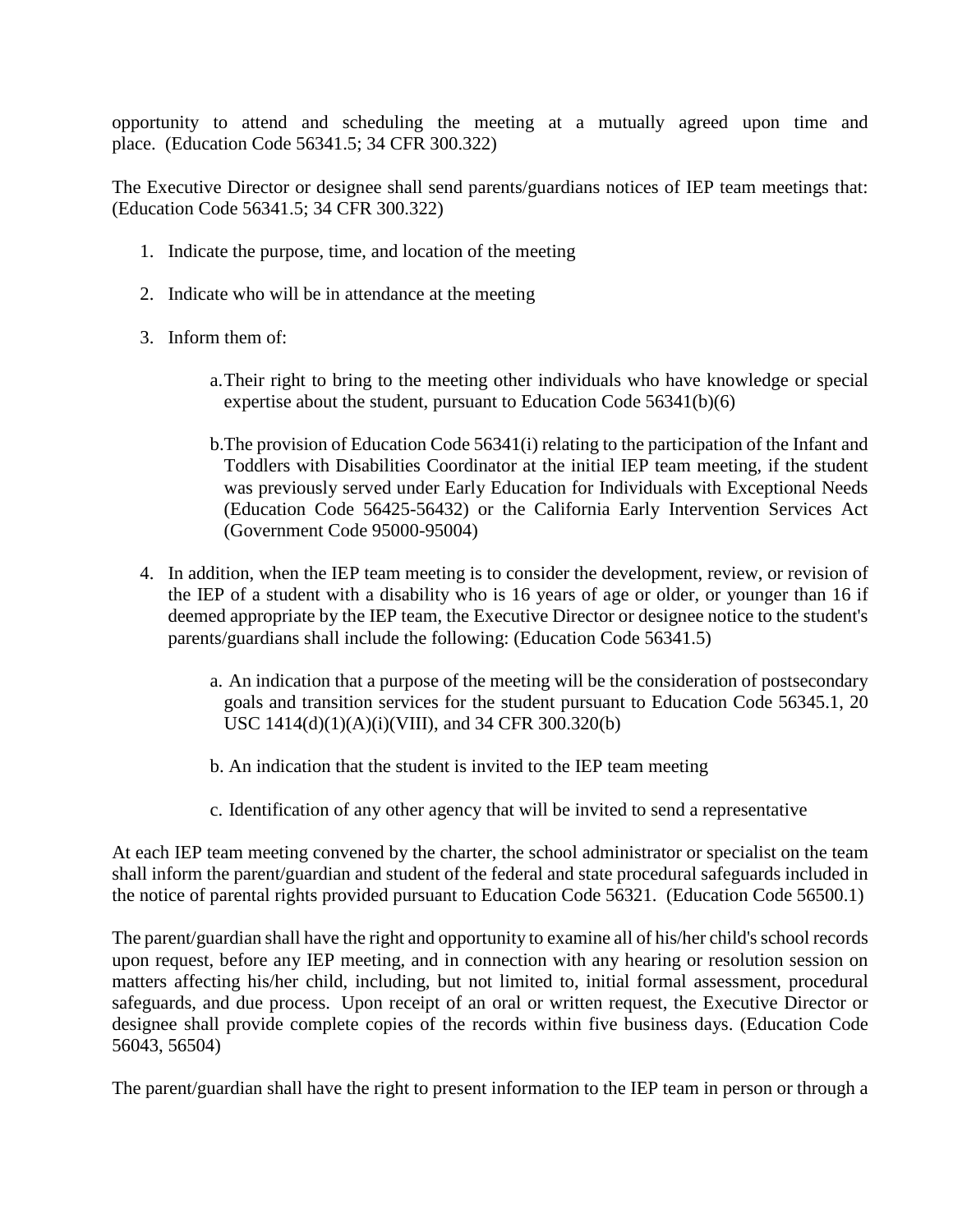opportunity to attend and scheduling the meeting at a mutually agreed upon time and place. (Education Code 56341.5; 34 CFR 300.322)

The Executive Director or designee shall send parents/guardians notices of IEP team meetings that: (Education Code 56341.5; 34 CFR 300.322)

1. Indicate the purpose, time, and location of the meeting

2. Indicate who will be in attendance at the meeting

3. Inform them of:

    a. Their right to bring to the meeting other individuals who have knowledge or special expertise about the student, pursuant to Education Code 56341(b)(6)

    b. The provision of Education Code 56341(i) relating to the participation of the Infant and Toddlers with Disabilities Coordinator at the initial IEP team meeting, if the student was previously served under Early Education for Individuals with Exceptional Needs (Education Code 56425-56432) or the California Early Intervention Services Act (Government Code 95000-95004)

4. In addition, when the IEP team meeting is to consider the development, review, or revision of the IEP of a student with a disability who is 16 years of age or older, or younger than 16 if deemed appropriate by the IEP team, the Executive Director or designee notice to the student's parents/guardians shall include the following: (Education Code 56341.5)

    a. An indication that a purpose of the meeting will be the consideration of postsecondary goals and transition services for the student pursuant to Education Code 56345.1, 20 USC 1414(d)(1)(A)(i)(VIII), and 34 CFR 300.320(b)

    b. An indication that the student is invited to the IEP team meeting

    c. Identification of any other agency that will be invited to send a representative

At each IEP team meeting convened by the charter, the school administrator or specialist on the team shall inform the parent/guardian and student of the federal and state procedural safeguards included in the notice of parental rights provided pursuant to Education Code 56321. (Education Code 56500.1)

The parent/guardian shall have the right and opportunity to examine all of his/her child's school records upon request, before any IEP meeting, and in connection with any hearing or resolution session on matters affecting his/her child, including, but not limited to, initial formal assessment, procedural safeguards, and due process. Upon receipt of an oral or written request, the Executive Director or designee shall provide complete copies of the records within five business days. (Education Code 56043, 56504)

The parent/guardian shall have the right to present information to the IEP team in person or through a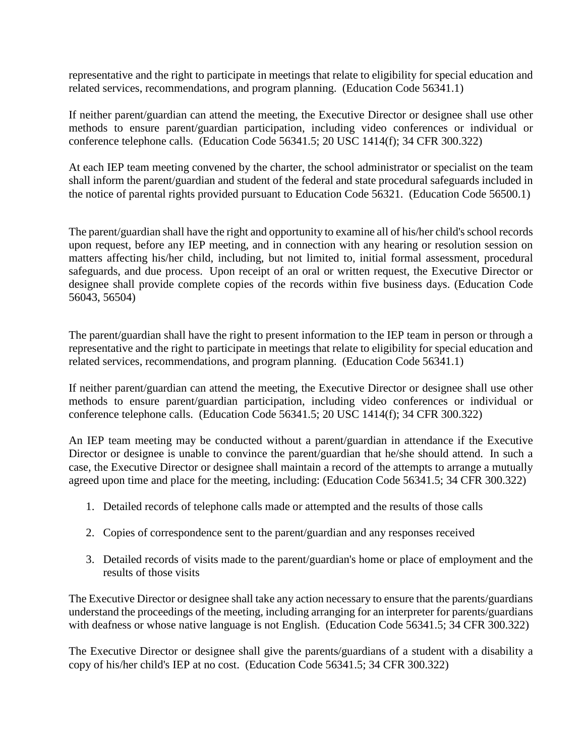representative and the right to participate in meetings that relate to eligibility for special education and related services, recommendations, and program planning. (Education Code 56341.1)

If neither parent/guardian can attend the meeting, the Executive Director or designee shall use other methods to ensure parent/guardian participation, including video conferences or individual or conference telephone calls. (Education Code 56341.5; 20 USC 1414(f); 34 CFR 300.322)

At each IEP team meeting convened by the charter, the school administrator or specialist on the team shall inform the parent/guardian and student of the federal and state procedural safeguards included in the notice of parental rights provided pursuant to Education Code 56321. (Education Code 56500.1)

The parent/guardian shall have the right and opportunity to examine all of his/her child's school records upon request, before any IEP meeting, and in connection with any hearing or resolution session on matters affecting his/her child, including, but not limited to, initial formal assessment, procedural safeguards, and due process. Upon receipt of an oral or written request, the Executive Director or designee shall provide complete copies of the records within five business days. (Education Code 56043, 56504)

The parent/guardian shall have the right to present information to the IEP team in person or through a representative and the right to participate in meetings that relate to eligibility for special education and related services, recommendations, and program planning. (Education Code 56341.1)

If neither parent/guardian can attend the meeting, the Executive Director or designee shall use other methods to ensure parent/guardian participation, including video conferences or individual or conference telephone calls. (Education Code 56341.5; 20 USC 1414(f); 34 CFR 300.322)

An IEP team meeting may be conducted without a parent/guardian in attendance if the Executive Director or designee is unable to convince the parent/guardian that he/she should attend. In such a case, the Executive Director or designee shall maintain a record of the attempts to arrange a mutually agreed upon time and place for the meeting, including: (Education Code 56341.5; 34 CFR 300.322)

1. Detailed records of telephone calls made or attempted and the results of those calls
2. Copies of correspondence sent to the parent/guardian and any responses received
3. Detailed records of visits made to the parent/guardian's home or place of employment and the results of those visits

The Executive Director or designee shall take any action necessary to ensure that the parents/guardians understand the proceedings of the meeting, including arranging for an interpreter for parents/guardians with deafness or whose native language is not English. (Education Code 56341.5; 34 CFR 300.322)

The Executive Director or designee shall give the parents/guardians of a student with a disability a copy of his/her child's IEP at no cost. (Education Code 56341.5; 34 CFR 300.322)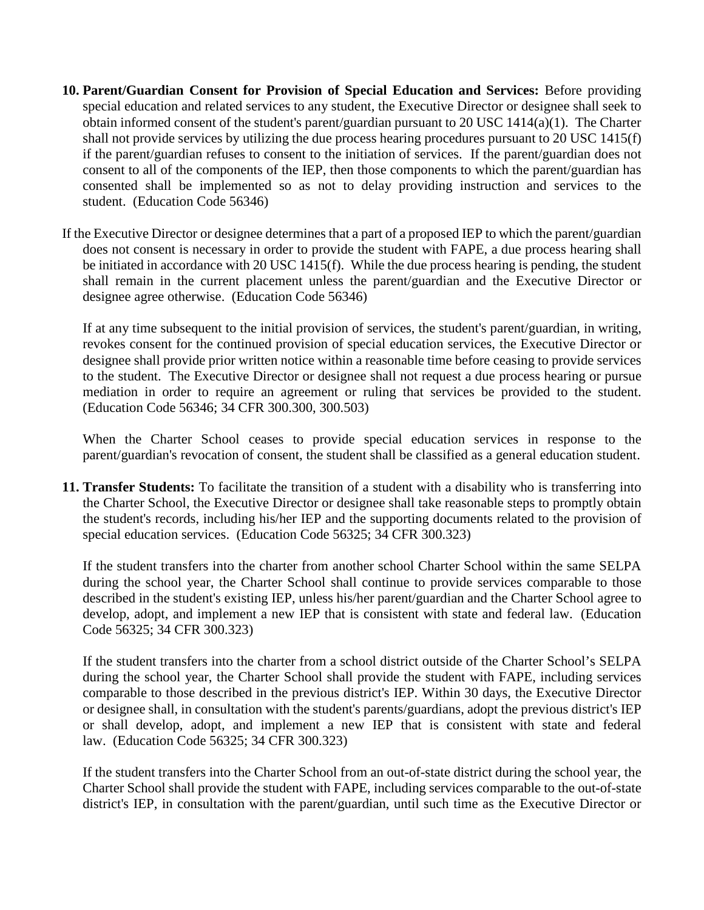**10. Parent/Guardian Consent for Provision of Special Education and Services:** Before providing special education and related services to any student, the Executive Director or designee shall seek to obtain informed consent of the student's parent/guardian pursuant to 20 USC 1414(a)(1). The Charter shall not provide services by utilizing the due process hearing procedures pursuant to 20 USC 1415(f) if the parent/guardian refuses to consent to the initiation of services. If the parent/guardian does not consent to all of the components of the IEP, then those components to which the parent/guardian has consented shall be implemented so as not to delay providing instruction and services to the student. (Education Code 56346)

If the Executive Director or designee determines that a part of a proposed IEP to which the parent/guardian does not consent is necessary in order to provide the student with FAPE, a due process hearing shall be initiated in accordance with 20 USC 1415(f). While the due process hearing is pending, the student shall remain in the current placement unless the parent/guardian and the Executive Director or designee agree otherwise. (Education Code 56346)

If at any time subsequent to the initial provision of services, the student's parent/guardian, in writing, revokes consent for the continued provision of special education services, the Executive Director or designee shall provide prior written notice within a reasonable time before ceasing to provide services to the student. The Executive Director or designee shall not request a due process hearing or pursue mediation in order to require an agreement or ruling that services be provided to the student. (Education Code 56346; 34 CFR 300.300, 300.503)

When the Charter School ceases to provide special education services in response to the parent/guardian's revocation of consent, the student shall be classified as a general education student.

**11. Transfer Students:** To facilitate the transition of a student with a disability who is transferring into the Charter School, the Executive Director or designee shall take reasonable steps to promptly obtain the student's records, including his/her IEP and the supporting documents related to the provision of special education services. (Education Code 56325; 34 CFR 300.323)

If the student transfers into the charter from another school Charter School within the same SELPA during the school year, the Charter School shall continue to provide services comparable to those described in the student's existing IEP, unless his/her parent/guardian and the Charter School agree to develop, adopt, and implement a new IEP that is consistent with state and federal law. (Education Code 56325; 34 CFR 300.323)

If the student transfers into the charter from a school district outside of the Charter School's SELPA during the school year, the Charter School shall provide the student with FAPE, including services comparable to those described in the previous district's IEP. Within 30 days, the Executive Director or designee shall, in consultation with the student's parents/guardians, adopt the previous district's IEP or shall develop, adopt, and implement a new IEP that is consistent with state and federal law. (Education Code 56325; 34 CFR 300.323)

If the student transfers into the Charter School from an out-of-state district during the school year, the Charter School shall provide the student with FAPE, including services comparable to the out-of-state district's IEP, in consultation with the parent/guardian, until such time as the Executive Director or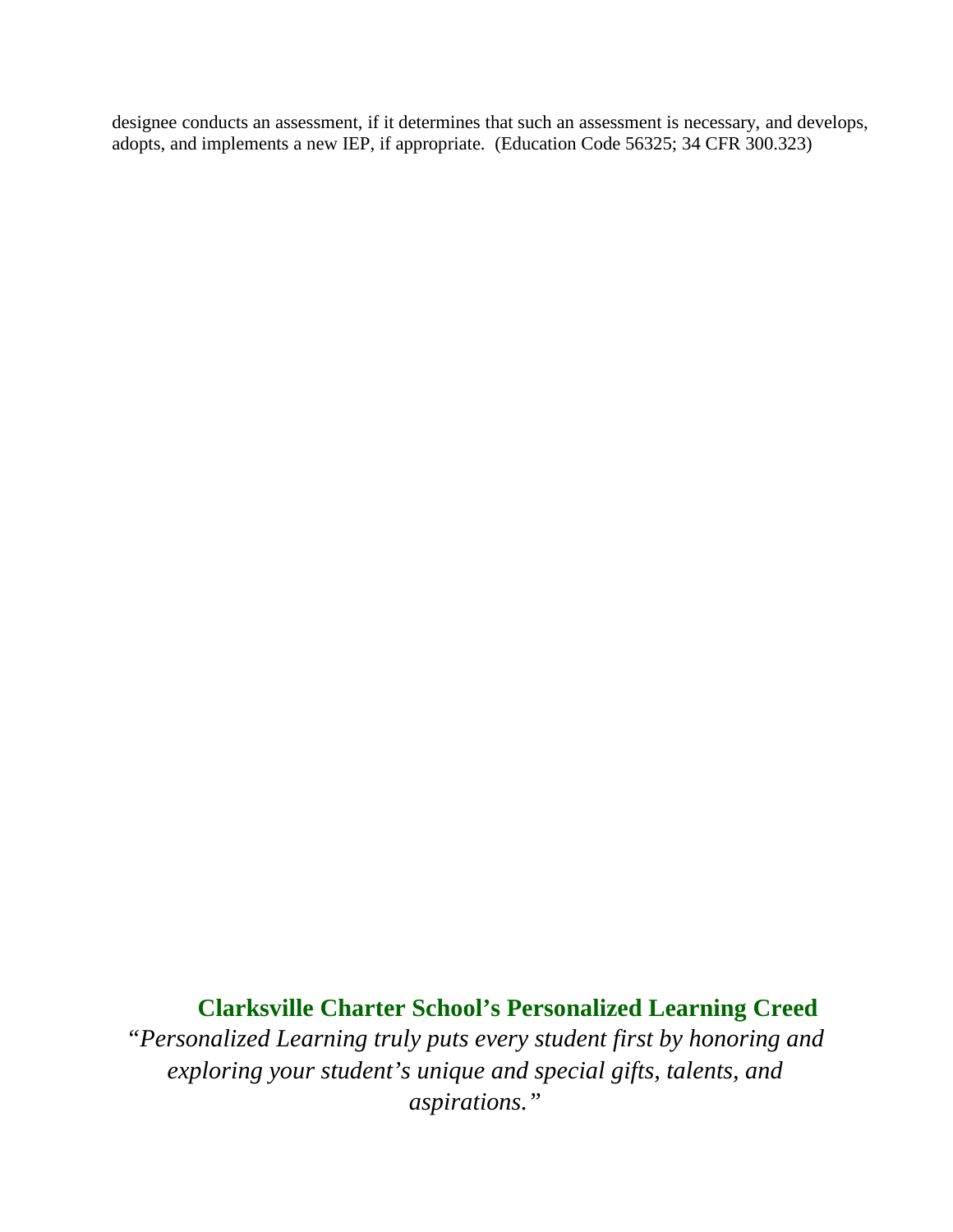designee conducts an assessment, if it determines that such an assessment is necessary, and develops, adopts, and implements a new IEP, if appropriate. (Education Code 56325; 34 CFR 300.323)

**Clarksville Charter School's Personalized Learning Creed**

*"Personalized Learning truly puts every student first by honoring and exploring your student's unique and special gifts, talents, and aspirations."*